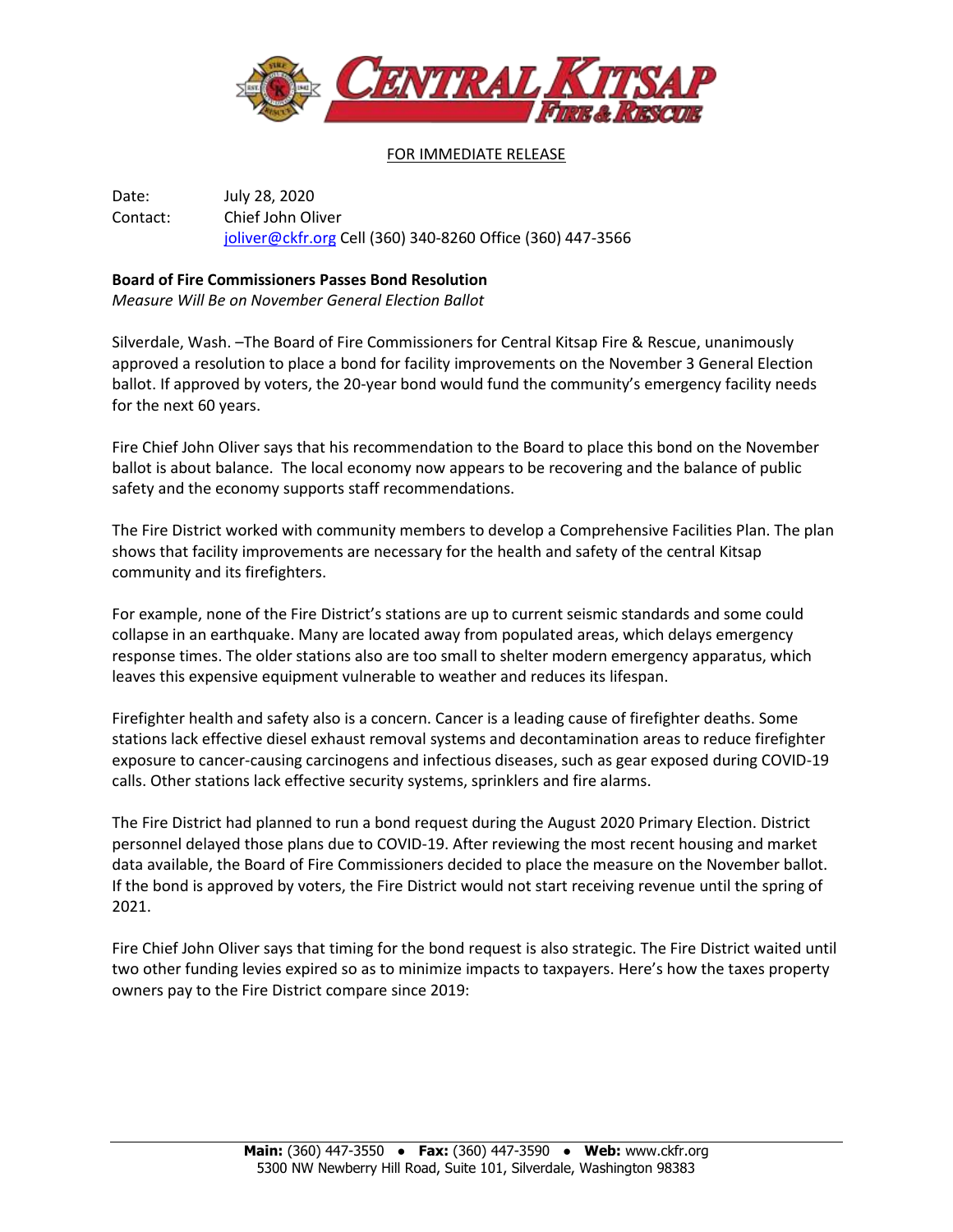FOR IMMEDIATE RELEASE

Date: July 28, 2020
Contact: Chief John Oliver
joliver@ckfr.org Cell (360) 340-8260 Office (360) 447-3566

**Board of Fire Commissioners Passes Bond Resolution**
*Measure Will Be on November General Election Ballot*

Silverdale, Wash. –The Board of Fire Commissioners for Central Kitsap Fire & Rescue, unanimously approved a resolution to place a bond for facility improvements on the November 3 General Election ballot. If approved by voters, the 20-year bond would fund the community's emergency facility needs for the next 60 years.

Fire Chief John Oliver says that his recommendation to the Board to place this bond on the November ballot is about balance. The local economy now appears to be recovering and the balance of public safety and the economy supports staff recommendations.

The Fire District worked with community members to develop a Comprehensive Facilities Plan. The plan shows that facility improvements are necessary for the health and safety of the central Kitsap community and its firefighters.

For example, none of the Fire District's stations are up to current seismic standards and some could collapse in an earthquake. Many are located away from populated areas, which delays emergency response times. The older stations also are too small to shelter modern emergency apparatus, which leaves this expensive equipment vulnerable to weather and reduces its lifespan.

Firefighter health and safety also is a concern. Cancer is a leading cause of firefighter deaths. Some stations lack effective diesel exhaust removal systems and decontamination areas to reduce firefighter exposure to cancer-causing carcinogens and infectious diseases, such as gear exposed during COVID-19 calls. Other stations lack effective security systems, sprinklers and fire alarms.

The Fire District had planned to run a bond request during the August 2020 Primary Election. District personnel delayed those plans due to COVID-19. After reviewing the most recent housing and market data available, the Board of Fire Commissioners decided to place the measure on the November ballot. If the bond is approved by voters, the Fire District would not start receiving revenue until the spring of 2021.

Fire Chief John Oliver says that timing for the bond request is also strategic. The Fire District waited until two other funding levies expired so as to minimize impacts to taxpayers. Here's how the taxes property owners pay to the Fire District compare since 2019: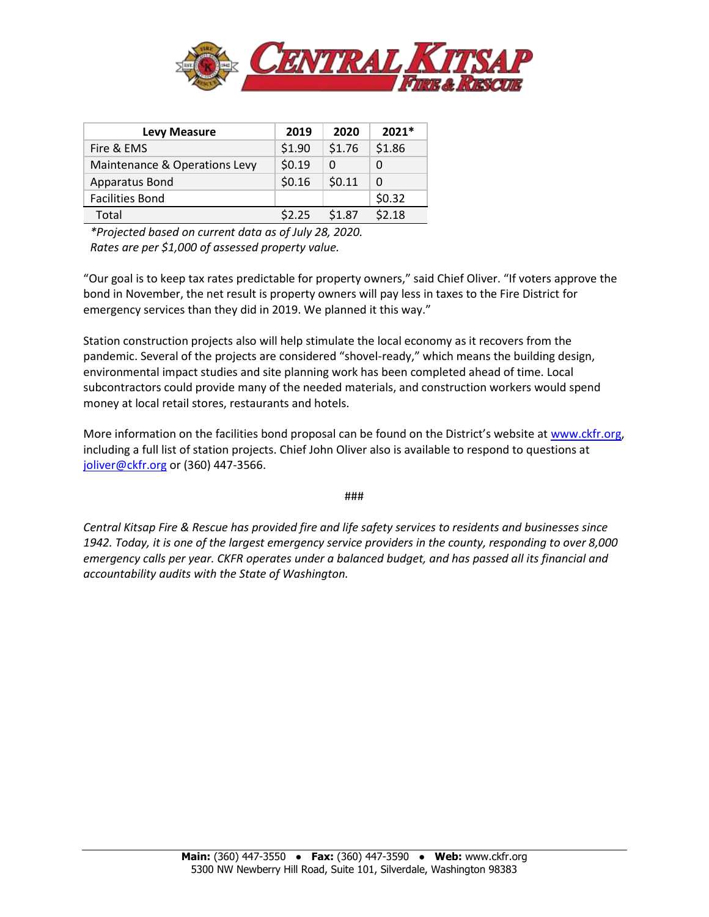| Levy Measure | 2019 | 2020 | 2021* |
|---|---|---|---|
| Fire & EMS | $1.90 | $1.76 | $1.86 |
| Maintenance & Operations Levy | $0.19 | 0 | 0 |
| Apparatus Bond | $0.16 | $0.11 | 0 |
| Facilities Bond | | | $0.32 |
| Total | $2.25 | $1.87 | $2.18 |

*\*Projected based on current data as of July 28, 2020.*
*Rates are per $1,000 of assessed property value.*

"Our goal is to keep tax rates predictable for property owners," said Chief Oliver. "If voters approve the bond in November, the net result is property owners will pay less in taxes to the Fire District for emergency services than they did in 2019. We planned it this way."

Station construction projects also will help stimulate the local economy as it recovers from the pandemic. Several of the projects are considered "shovel-ready," which means the building design, environmental impact studies and site planning work has been completed ahead of time. Local subcontractors could provide many of the needed materials, and construction workers would spend money at local retail stores, restaurants and hotels.

More information on the facilities bond proposal can be found on the District's website at www.ckfr.org, including a full list of station projects. Chief John Oliver also is available to respond to questions at joliver@ckfr.org or (360) 447-3566.

###

*Central Kitsap Fire & Rescue has provided fire and life safety services to residents and businesses since 1942. Today, it is one of the largest emergency service providers in the county, responding to over 8,000 emergency calls per year. CKFR operates under a balanced budget, and has passed all its financial and accountability audits with the State of Washington.*

**Main:** (360) 447-3550 • **Fax:** (360) 447-3590 • **Web:** www.ckfr.org
5300 NW Newberry Hill Road, Suite 101, Silverdale, Washington 98383